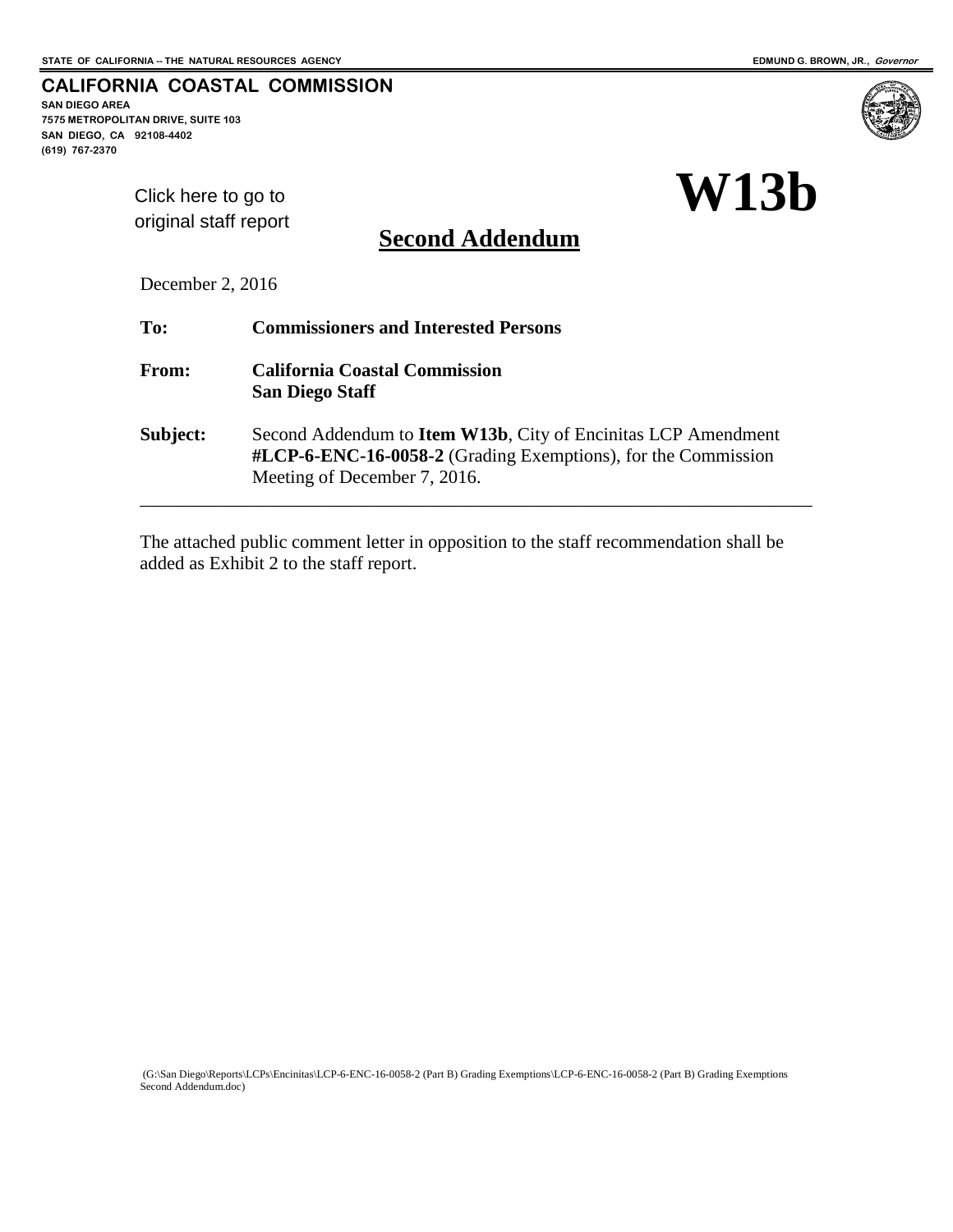STATE OF CALIFORNIA -- THE NATURAL RESOURCES AGENCY

EDMUND G. BROWN, JR., *Governor*

**CALIFORNIA COASTAL COMMISSION**

**SAN DIEGO AREA**
**7575 METROPOLITAN DRIVE, SUITE 103**
**SAN DIEGO, CA 92108-4402**
**(619) 767-2370**

Click here to go to original staff report

# W13b

## Second Addendum

December 2, 2016

**To:** **Commissioners and Interested Persons**

**From:** **California Coastal Commission**
**San Diego Staff**

**Subject:** Second Addendum to **Item W13b**, City of Encinitas LCP Amendment **#LCP-6-ENC-16-0058-2** (Grading Exemptions), for the Commission Meeting of December 7, 2016.

---

The attached public comment letter in opposition to the staff recommendation shall be added as Exhibit 2 to the staff report.

(G:\San Diego\Reports\LCPs\Encinitas\LCP-6-ENC-16-0058-2 (Part B) Grading Exemptions\LCP-6-ENC-16-0058-2 (Part B) Grading Exemptions Second Addendum.doc)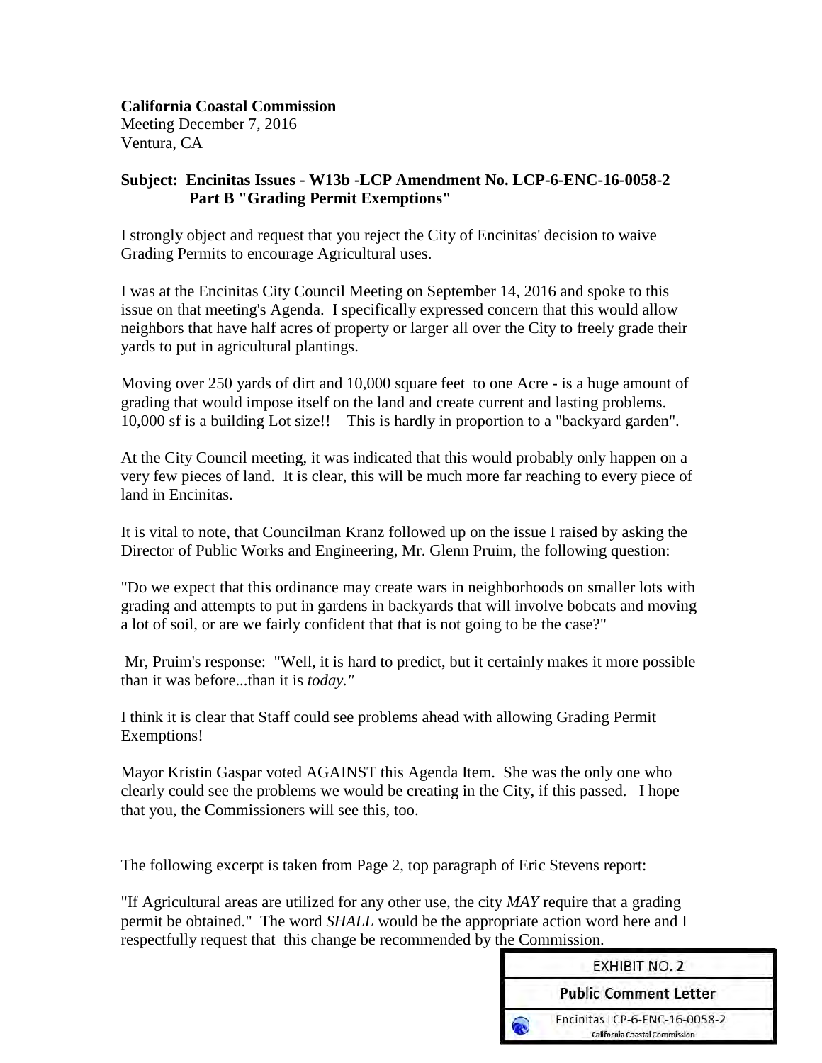**California Coastal Commission**
Meeting December 7, 2016
Ventura, CA

**Subject: Encinitas Issues - W13b -LCP Amendment No. LCP-6-ENC-16-0058-2 Part B "Grading Permit Exemptions"**

I strongly object and request that you reject the City of Encinitas' decision to waive Grading Permits to encourage Agricultural uses.

I was at the Encinitas City Council Meeting on September 14, 2016 and spoke to this issue on that meeting's Agenda. I specifically expressed concern that this would allow neighbors that have half acres of property or larger all over the City to freely grade their yards to put in agricultural plantings.

Moving over 250 yards of dirt and 10,000 square feet to one Acre - is a huge amount of grading that would impose itself on the land and create current and lasting problems. 10,000 sf is a building Lot size!! This is hardly in proportion to a "backyard garden".

At the City Council meeting, it was indicated that this would probably only happen on a very few pieces of land. It is clear, this will be much more far reaching to every piece of land in Encinitas.

It is vital to note, that Councilman Kranz followed up on the issue I raised by asking the Director of Public Works and Engineering, Mr. Glenn Pruim, the following question:

"Do we expect that this ordinance may create wars in neighborhoods on smaller lots with grading and attempts to put in gardens in backyards that will involve bobcats and moving a lot of soil, or are we fairly confident that that is not going to be the case?"

Mr, Pruim's response: "Well, it is hard to predict, but it certainly makes it more possible than it was before...than it is *today."*

I think it is clear that Staff could see problems ahead with allowing Grading Permit Exemptions!

Mayor Kristin Gaspar voted AGAINST this Agenda Item. She was the only one who clearly could see the problems we would be creating in the City, if this passed. I hope that you, the Commissioners will see this, too.

The following excerpt is taken from Page 2, top paragraph of Eric Stevens report:

"If Agricultural areas are utilized for any other use, the city *MAY* require that a grading permit be obtained." The word *SHALL* would be the appropriate action word here and I respectfully request that this change be recommended by the Commission.

EXHIBIT NO. 2
**Public Comment Letter**
Encinitas LCP-6-ENC-16-0058-2
California Coastal Commission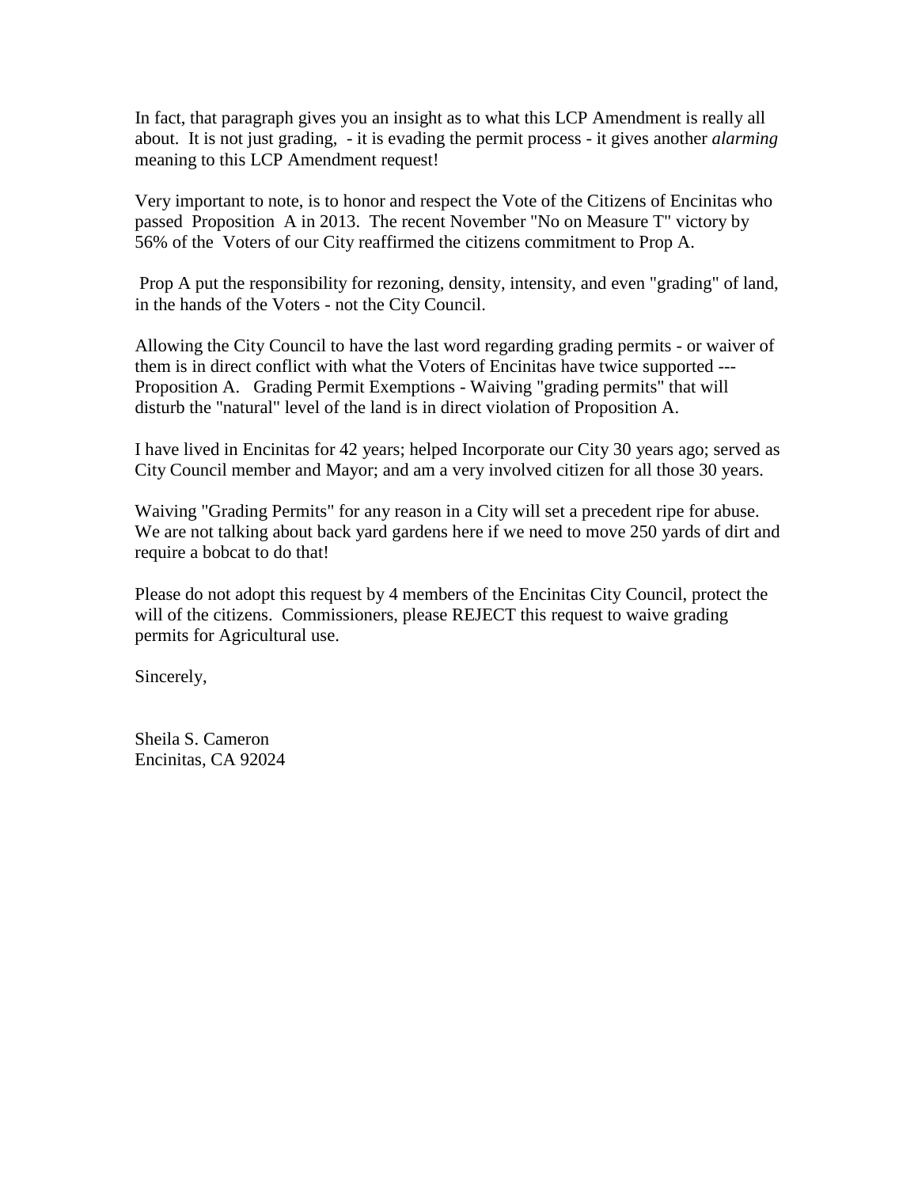In fact, that paragraph gives you an insight as to what this LCP Amendment is really all about. It is not just grading, - it is evading the permit process - it gives another *alarming* meaning to this LCP Amendment request!

Very important to note, is to honor and respect the Vote of the Citizens of Encinitas who passed Proposition A in 2013. The recent November "No on Measure T" victory by 56% of the Voters of our City reaffirmed the citizens commitment to Prop A.

Prop A put the responsibility for rezoning, density, intensity, and even "grading" of land, in the hands of the Voters - not the City Council.

Allowing the City Council to have the last word regarding grading permits - or waiver of them is in direct conflict with what the Voters of Encinitas have twice supported --- Proposition A. Grading Permit Exemptions - Waiving "grading permits" that will disturb the "natural" level of the land is in direct violation of Proposition A.

I have lived in Encinitas for 42 years; helped Incorporate our City 30 years ago; served as City Council member and Mayor; and am a very involved citizen for all those 30 years.

Waiving "Grading Permits" for any reason in a City will set a precedent ripe for abuse. We are not talking about back yard gardens here if we need to move 250 yards of dirt and require a bobcat to do that!

Please do not adopt this request by 4 members of the Encinitas City Council, protect the will of the citizens. Commissioners, please REJECT this request to waive grading permits for Agricultural use.

Sincerely,

Sheila S. Cameron
Encinitas, CA 92024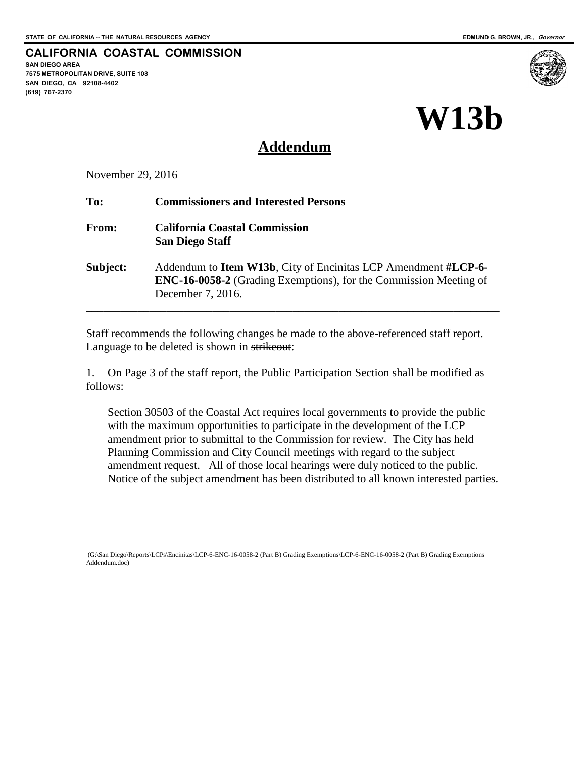STATE OF CALIFORNIA -- THE NATURAL RESOURCES AGENCY

EDMUND G. BROWN, JR., *Governor*

**CALIFORNIA COASTAL COMMISSION**

**SAN DIEGO AREA**
**7575 METROPOLITAN DRIVE, SUITE 103**
**SAN DIEGO, CA 92108-4402**
**(619) 767-2370**

# W13b

## Addendum

November 29, 2016

**To:** **Commissioners and Interested Persons**

**From:** **California Coastal Commission**
**San Diego Staff**

**Subject:** Addendum to **Item W13b**, City of Encinitas LCP Amendment **#LCP-6-ENC-16-0058-2** (Grading Exemptions), for the Commission Meeting of December 7, 2016.

---

Staff recommends the following changes be made to the above-referenced staff report. Language to be deleted is shown in ~~strikeout~~:

1. On Page 3 of the staff report, the Public Participation Section shall be modified as follows:

> Section 30503 of the Coastal Act requires local governments to provide the public with the maximum opportunities to participate in the development of the LCP amendment prior to submittal to the Commission for review. The City has held ~~Planning Commission and~~ City Council meetings with regard to the subject amendment request. All of those local hearings were duly noticed to the public. Notice of the subject amendment has been distributed to all known interested parties.

(G:\San Diego\Reports\LCPs\Encinitas\LCP-6-ENC-16-0058-2 (Part B) Grading Exemptions\LCP-6-ENC-16-0058-2 (Part B) Grading Exemptions Addendum.doc)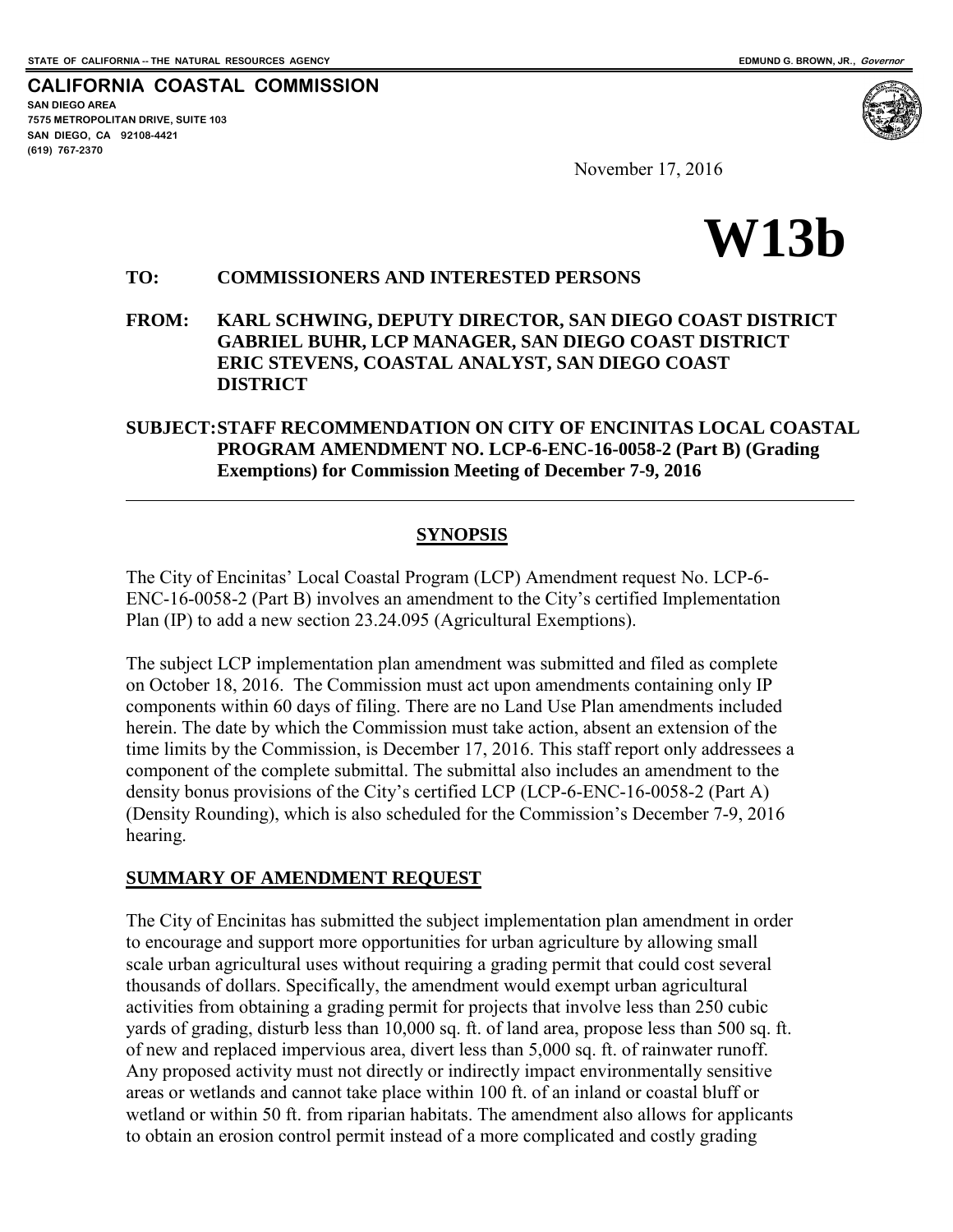STATE OF CALIFORNIA -- THE NATURAL RESOURCES AGENCY

EDMUND G. BROWN, JR., *Governor*

**CALIFORNIA COASTAL COMMISSION**
SAN DIEGO AREA
7575 METROPOLITAN DRIVE, SUITE 103
SAN DIEGO, CA 92108-4421
(619) 767-2370

November 17, 2016

# W13b

**TO: COMMISSIONERS AND INTERESTED PERSONS**

**FROM: KARL SCHWING, DEPUTY DIRECTOR, SAN DIEGO COAST DISTRICT
GABRIEL BUHR, LCP MANAGER, SAN DIEGO COAST DISTRICT
ERIC STEVENS, COASTAL ANALYST, SAN DIEGO COAST DISTRICT**

**SUBJECT: STAFF RECOMMENDATION ON CITY OF ENCINITAS LOCAL COASTAL PROGRAM AMENDMENT NO. LCP-6-ENC-16-0058-2 (Part B) (Grading Exemptions) for Commission Meeting of December 7-9, 2016**

## SYNOPSIS

The City of Encinitas' Local Coastal Program (LCP) Amendment request No. LCP-6-ENC-16-0058-2 (Part B) involves an amendment to the City's certified Implementation Plan (IP) to add a new section 23.24.095 (Agricultural Exemptions).

The subject LCP implementation plan amendment was submitted and filed as complete on October 18, 2016. The Commission must act upon amendments containing only IP components within 60 days of filing. There are no Land Use Plan amendments included herein. The date by which the Commission must take action, absent an extension of the time limits by the Commission, is December 17, 2016. This staff report only addressees a component of the complete submittal. The submittal also includes an amendment to the density bonus provisions of the City's certified LCP (LCP-6-ENC-16-0058-2 (Part A) (Density Rounding), which is also scheduled for the Commission's December 7-9, 2016 hearing.

## SUMMARY OF AMENDMENT REQUEST

The City of Encinitas has submitted the subject implementation plan amendment in order to encourage and support more opportunities for urban agriculture by allowing small scale urban agricultural uses without requiring a grading permit that could cost several thousands of dollars. Specifically, the amendment would exempt urban agricultural activities from obtaining a grading permit for projects that involve less than 250 cubic yards of grading, disturb less than 10,000 sq. ft. of land area, propose less than 500 sq. ft. of new and replaced impervious area, divert less than 5,000 sq. ft. of rainwater runoff. Any proposed activity must not directly or indirectly impact environmentally sensitive areas or wetlands and cannot take place within 100 ft. of an inland or coastal bluff or wetland or within 50 ft. from riparian habitats. The amendment also allows for applicants to obtain an erosion control permit instead of a more complicated and costly grading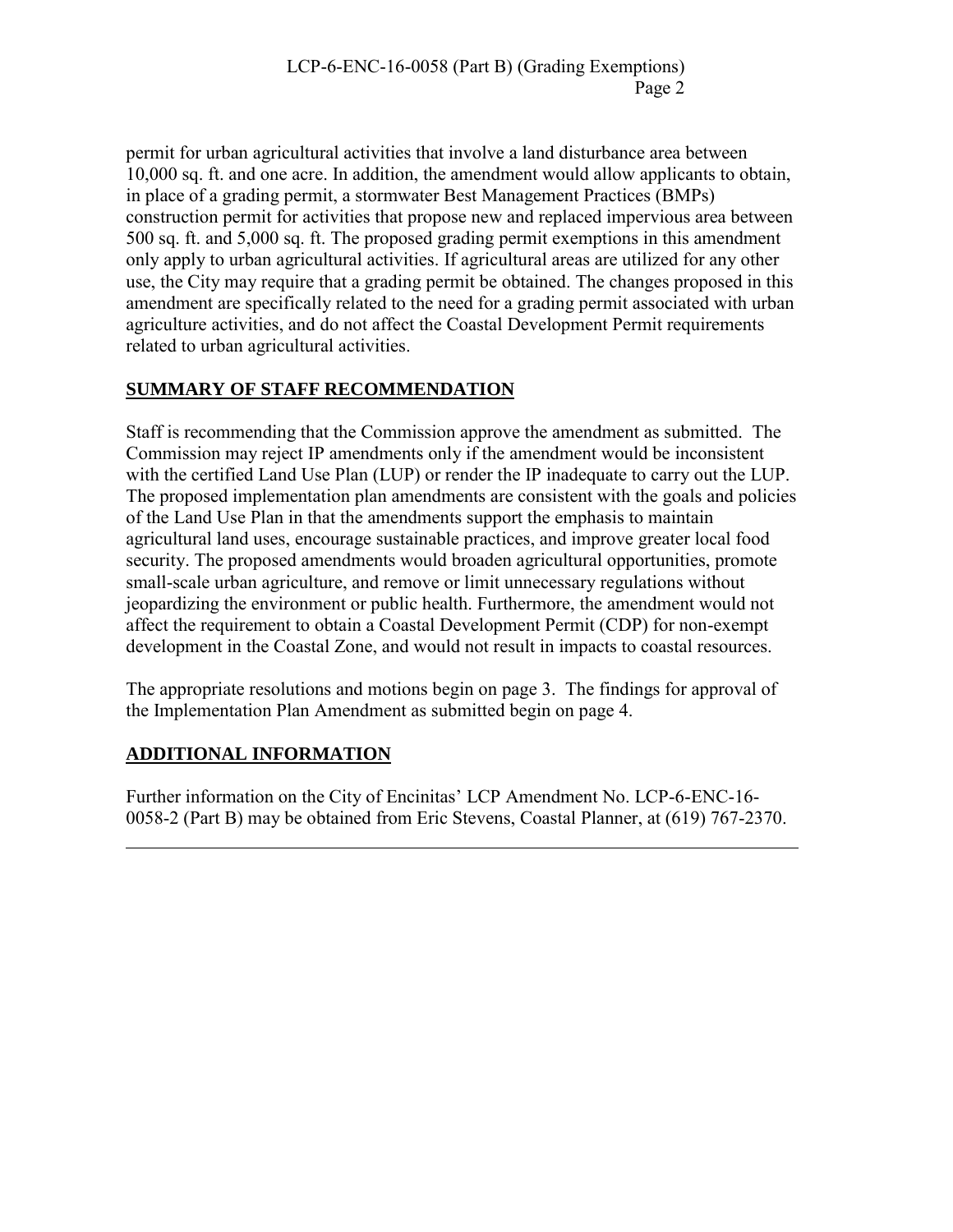permit for urban agricultural activities that involve a land disturbance area between 10,000 sq. ft. and one acre. In addition, the amendment would allow applicants to obtain, in place of a grading permit, a stormwater Best Management Practices (BMPs) construction permit for activities that propose new and replaced impervious area between 500 sq. ft. and 5,000 sq. ft. The proposed grading permit exemptions in this amendment only apply to urban agricultural activities. If agricultural areas are utilized for any other use, the City may require that a grading permit be obtained. The changes proposed in this amendment are specifically related to the need for a grading permit associated with urban agriculture activities, and do not affect the Coastal Development Permit requirements related to urban agricultural activities.

## SUMMARY OF STAFF RECOMMENDATION

Staff is recommending that the Commission approve the amendment as submitted. The Commission may reject IP amendments only if the amendment would be inconsistent with the certified Land Use Plan (LUP) or render the IP inadequate to carry out the LUP. The proposed implementation plan amendments are consistent with the goals and policies of the Land Use Plan in that the amendments support the emphasis to maintain agricultural land uses, encourage sustainable practices, and improve greater local food security. The proposed amendments would broaden agricultural opportunities, promote small-scale urban agriculture, and remove or limit unnecessary regulations without jeopardizing the environment or public health. Furthermore, the amendment would not affect the requirement to obtain a Coastal Development Permit (CDP) for non-exempt development in the Coastal Zone, and would not result in impacts to coastal resources.

The appropriate resolutions and motions begin on page 3. The findings for approval of the Implementation Plan Amendment as submitted begin on page 4.

## ADDITIONAL INFORMATION

Further information on the City of Encinitas' LCP Amendment No. LCP-6-ENC-16-0058-2 (Part B) may be obtained from Eric Stevens, Coastal Planner, at (619) 767-2370.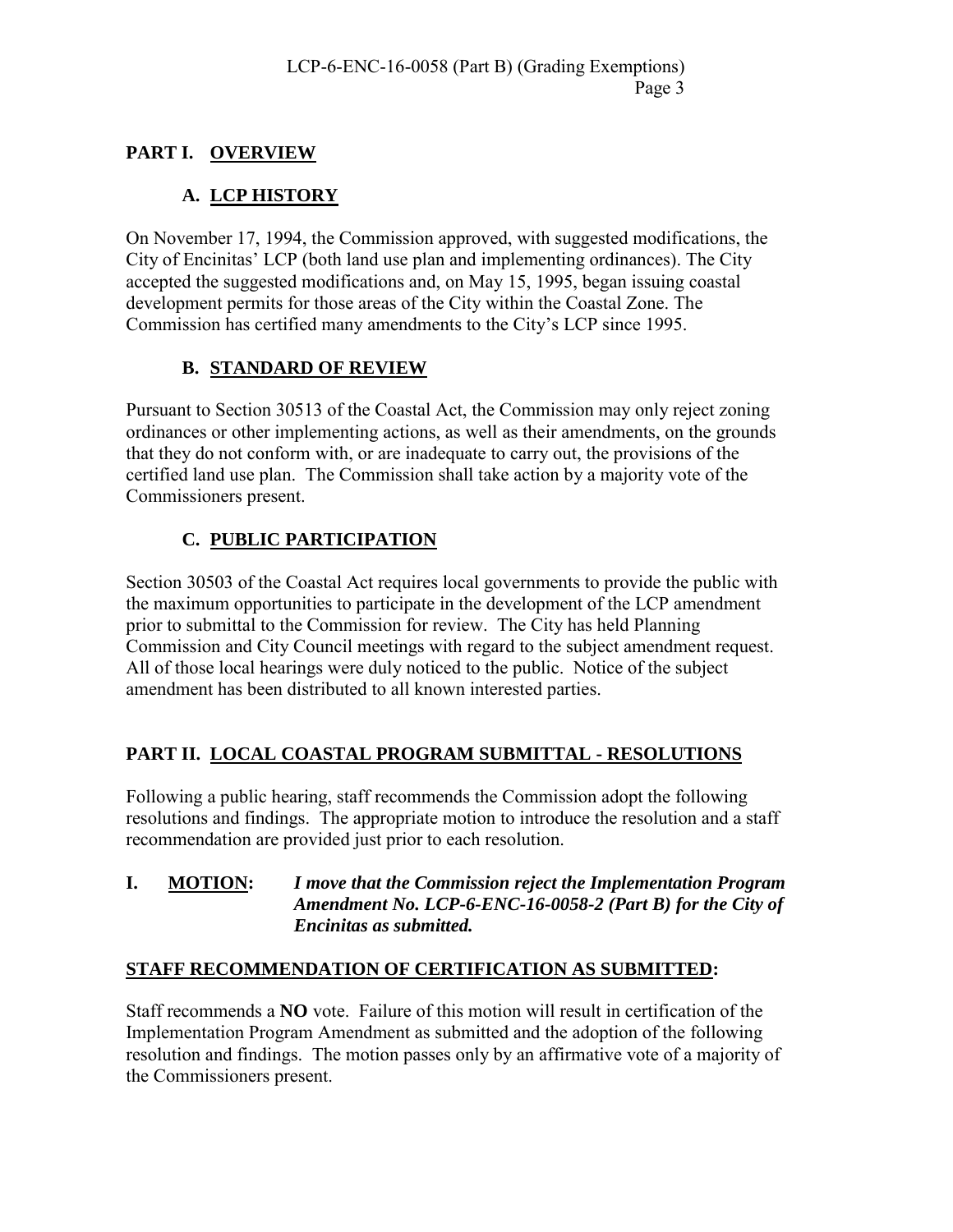## PART I. OVERVIEW

### A. LCP HISTORY

On November 17, 1994, the Commission approved, with suggested modifications, the City of Encinitas' LCP (both land use plan and implementing ordinances). The City accepted the suggested modifications and, on May 15, 1995, began issuing coastal development permits for those areas of the City within the Coastal Zone. The Commission has certified many amendments to the City's LCP since 1995.

### B. STANDARD OF REVIEW

Pursuant to Section 30513 of the Coastal Act, the Commission may only reject zoning ordinances or other implementing actions, as well as their amendments, on the grounds that they do not conform with, or are inadequate to carry out, the provisions of the certified land use plan. The Commission shall take action by a majority vote of the Commissioners present.

### C. PUBLIC PARTICIPATION

Section 30503 of the Coastal Act requires local governments to provide the public with the maximum opportunities to participate in the development of the LCP amendment prior to submittal to the Commission for review. The City has held Planning Commission and City Council meetings with regard to the subject amendment request. All of those local hearings were duly noticed to the public. Notice of the subject amendment has been distributed to all known interested parties.

## PART II. LOCAL COASTAL PROGRAM SUBMITTAL - RESOLUTIONS

Following a public hearing, staff recommends the Commission adopt the following resolutions and findings. The appropriate motion to introduce the resolution and a staff recommendation are provided just prior to each resolution.

**I. MOTION:** ***I move that the Commission reject the Implementation Program Amendment No. LCP-6-ENC-16-0058-2 (Part B) for the City of Encinitas as submitted.***

**STAFF RECOMMENDATION OF CERTIFICATION AS SUBMITTED:**

Staff recommends a **NO** vote. Failure of this motion will result in certification of the Implementation Program Amendment as submitted and the adoption of the following resolution and findings. The motion passes only by an affirmative vote of a majority of the Commissioners present.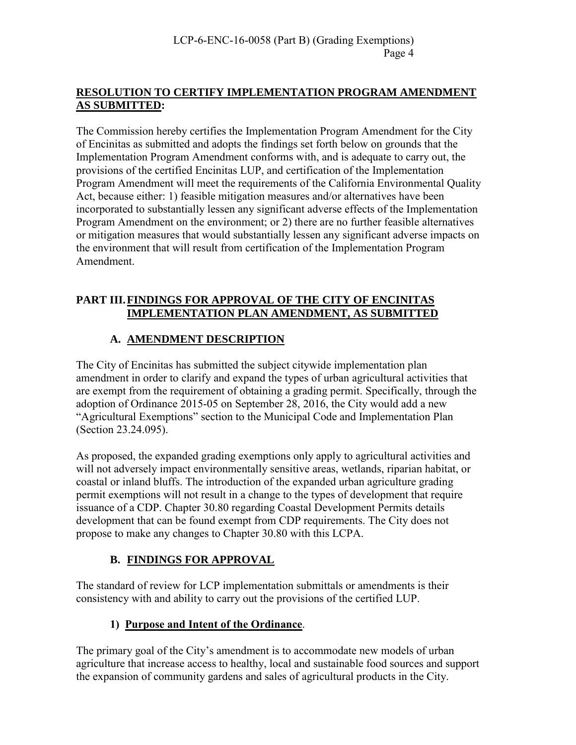**RESOLUTION TO CERTIFY IMPLEMENTATION PROGRAM AMENDMENT AS SUBMITTED:**

The Commission hereby certifies the Implementation Program Amendment for the City of Encinitas as submitted and adopts the findings set forth below on grounds that the Implementation Program Amendment conforms with, and is adequate to carry out, the provisions of the certified Encinitas LUP, and certification of the Implementation Program Amendment will meet the requirements of the California Environmental Quality Act, because either: 1) feasible mitigation measures and/or alternatives have been incorporated to substantially lessen any significant adverse effects of the Implementation Program Amendment on the environment; or 2) there are no further feasible alternatives or mitigation measures that would substantially lessen any significant adverse impacts on the environment that will result from certification of the Implementation Program Amendment.

## PART III. FINDINGS FOR APPROVAL OF THE CITY OF ENCINITAS IMPLEMENTATION PLAN AMENDMENT, AS SUBMITTED

### A. AMENDMENT DESCRIPTION

The City of Encinitas has submitted the subject citywide implementation plan amendment in order to clarify and expand the types of urban agricultural activities that are exempt from the requirement of obtaining a grading permit. Specifically, through the adoption of Ordinance 2015-05 on September 28, 2016, the City would add a new "Agricultural Exemptions" section to the Municipal Code and Implementation Plan (Section 23.24.095).

As proposed, the expanded grading exemptions only apply to agricultural activities and will not adversely impact environmentally sensitive areas, wetlands, riparian habitat, or coastal or inland bluffs. The introduction of the expanded urban agriculture grading permit exemptions will not result in a change to the types of development that require issuance of a CDP. Chapter 30.80 regarding Coastal Development Permits details development that can be found exempt from CDP requirements. The City does not propose to make any changes to Chapter 30.80 with this LCPA.

### B. FINDINGS FOR APPROVAL

The standard of review for LCP implementation submittals or amendments is their consistency with and ability to carry out the provisions of the certified LUP.

#### 1) Purpose and Intent of the Ordinance.

The primary goal of the City's amendment is to accommodate new models of urban agriculture that increase access to healthy, local and sustainable food sources and support the expansion of community gardens and sales of agricultural products in the City.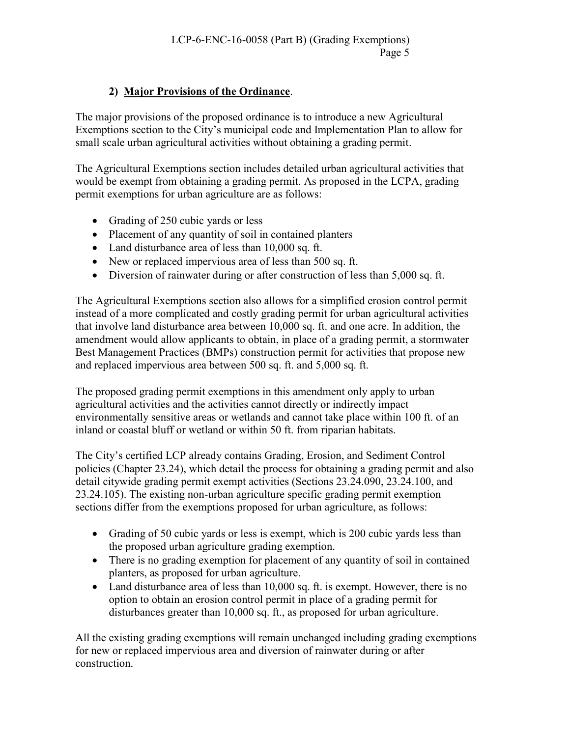### 2) **Major Provisions of the Ordinance**.

The major provisions of the proposed ordinance is to introduce a new Agricultural Exemptions section to the City's municipal code and Implementation Plan to allow for small scale urban agricultural activities without obtaining a grading permit.

The Agricultural Exemptions section includes detailed urban agricultural activities that would be exempt from obtaining a grading permit. As proposed in the LCPA, grading permit exemptions for urban agriculture are as follows:

- Grading of 250 cubic yards or less
- Placement of any quantity of soil in contained planters
- Land disturbance area of less than 10,000 sq. ft.
- New or replaced impervious area of less than 500 sq. ft.
- Diversion of rainwater during or after construction of less than 5,000 sq. ft.

The Agricultural Exemptions section also allows for a simplified erosion control permit instead of a more complicated and costly grading permit for urban agricultural activities that involve land disturbance area between 10,000 sq. ft. and one acre. In addition, the amendment would allow applicants to obtain, in place of a grading permit, a stormwater Best Management Practices (BMPs) construction permit for activities that propose new and replaced impervious area between 500 sq. ft. and 5,000 sq. ft.

The proposed grading permit exemptions in this amendment only apply to urban agricultural activities and the activities cannot directly or indirectly impact environmentally sensitive areas or wetlands and cannot take place within 100 ft. of an inland or coastal bluff or wetland or within 50 ft. from riparian habitats.

The City's certified LCP already contains Grading, Erosion, and Sediment Control policies (Chapter 23.24), which detail the process for obtaining a grading permit and also detail citywide grading permit exempt activities (Sections 23.24.090, 23.24.100, and 23.24.105). The existing non-urban agriculture specific grading permit exemption sections differ from the exemptions proposed for urban agriculture, as follows:

- Grading of 50 cubic yards or less is exempt, which is 200 cubic yards less than the proposed urban agriculture grading exemption.
- There is no grading exemption for placement of any quantity of soil in contained planters, as proposed for urban agriculture.
- Land disturbance area of less than 10,000 sq. ft. is exempt. However, there is no option to obtain an erosion control permit in place of a grading permit for disturbances greater than 10,000 sq. ft., as proposed for urban agriculture.

All the existing grading exemptions will remain unchanged including grading exemptions for new or replaced impervious area and diversion of rainwater during or after construction.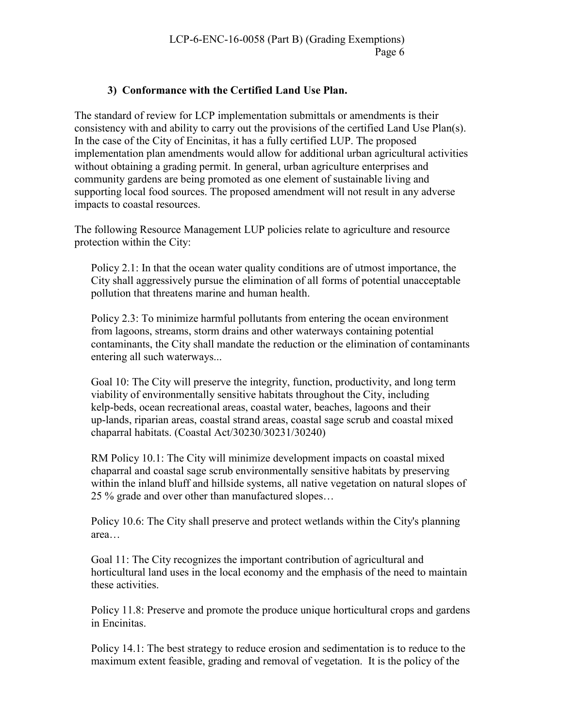### 3) Conformance with the Certified Land Use Plan.

The standard of review for LCP implementation submittals or amendments is their consistency with and ability to carry out the provisions of the certified Land Use Plan(s). In the case of the City of Encinitas, it has a fully certified LUP. The proposed implementation plan amendments would allow for additional urban agricultural activities without obtaining a grading permit. In general, urban agriculture enterprises and community gardens are being promoted as one element of sustainable living and supporting local food sources. The proposed amendment will not result in any adverse impacts to coastal resources.

The following Resource Management LUP policies relate to agriculture and resource protection within the City:

> Policy 2.1: In that the ocean water quality conditions are of utmost importance, the City shall aggressively pursue the elimination of all forms of potential unacceptable pollution that threatens marine and human health.
>
> Policy 2.3: To minimize harmful pollutants from entering the ocean environment from lagoons, streams, storm drains and other waterways containing potential contaminants, the City shall mandate the reduction or the elimination of contaminants entering all such waterways...
>
> Goal 10: The City will preserve the integrity, function, productivity, and long term viability of environmentally sensitive habitats throughout the City, including kelp-beds, ocean recreational areas, coastal water, beaches, lagoons and their up-lands, riparian areas, coastal strand areas, coastal sage scrub and coastal mixed chaparral habitats. (Coastal Act/30230/30231/30240)
>
> RM Policy 10.1: The City will minimize development impacts on coastal mixed chaparral and coastal sage scrub environmentally sensitive habitats by preserving within the inland bluff and hillside systems, all native vegetation on natural slopes of 25 % grade and over other than manufactured slopes…
>
> Policy 10.6: The City shall preserve and protect wetlands within the City's planning area…
>
> Goal 11: The City recognizes the important contribution of agricultural and horticultural land uses in the local economy and the emphasis of the need to maintain these activities.
>
> Policy 11.8: Preserve and promote the produce unique horticultural crops and gardens in Encinitas.
>
> Policy 14.1: The best strategy to reduce erosion and sedimentation is to reduce to the maximum extent feasible, grading and removal of vegetation. It is the policy of the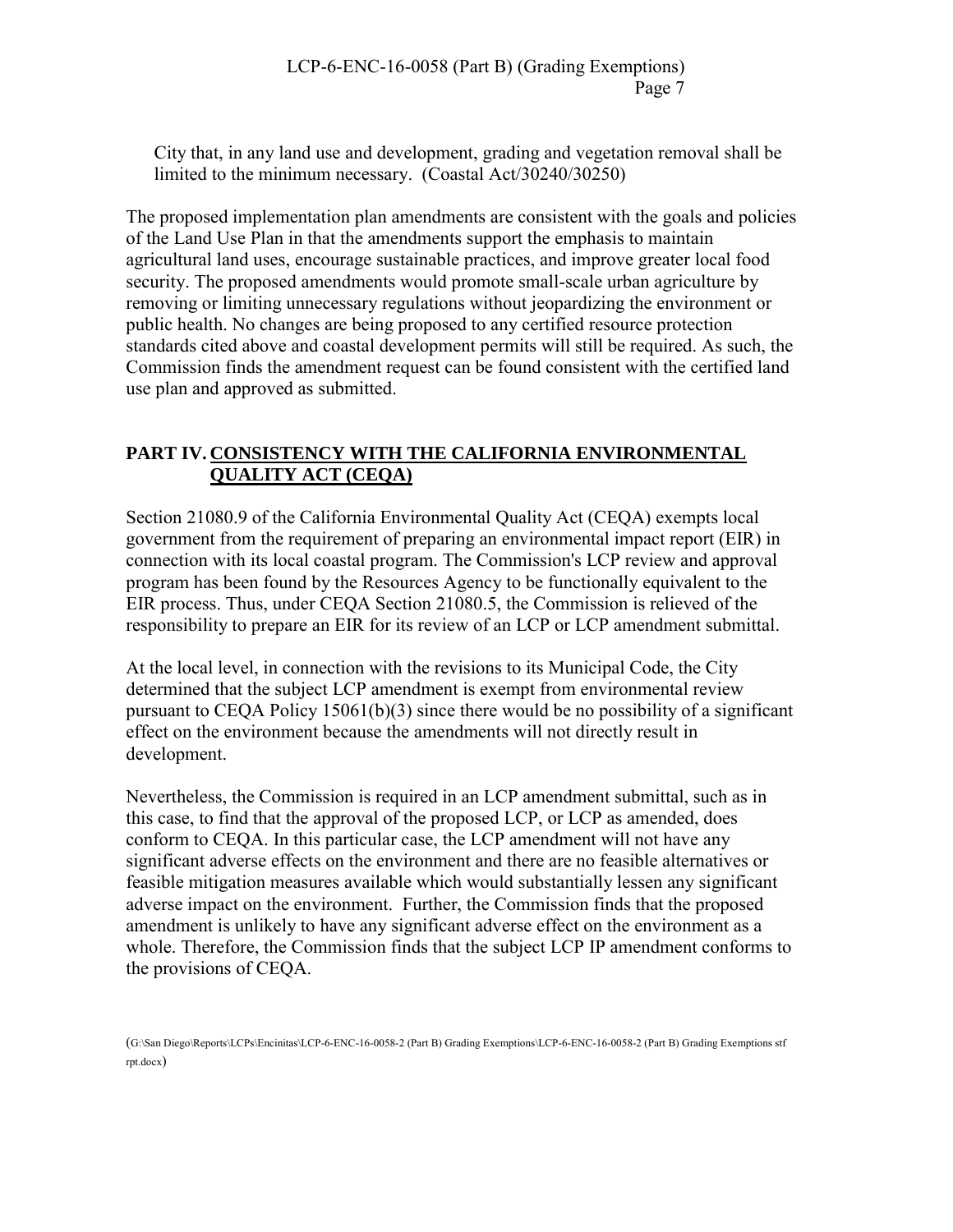City that, in any land use and development, grading and vegetation removal shall be limited to the minimum necessary. (Coastal Act/30240/30250)

The proposed implementation plan amendments are consistent with the goals and policies of the Land Use Plan in that the amendments support the emphasis to maintain agricultural land uses, encourage sustainable practices, and improve greater local food security. The proposed amendments would promote small-scale urban agriculture by removing or limiting unnecessary regulations without jeopardizing the environment or public health. No changes are being proposed to any certified resource protection standards cited above and coastal development permits will still be required. As such, the Commission finds the amendment request can be found consistent with the certified land use plan and approved as submitted.

## PART IV. CONSISTENCY WITH THE CALIFORNIA ENVIRONMENTAL QUALITY ACT (CEQA)

Section 21080.9 of the California Environmental Quality Act (CEQA) exempts local government from the requirement of preparing an environmental impact report (EIR) in connection with its local coastal program. The Commission's LCP review and approval program has been found by the Resources Agency to be functionally equivalent to the EIR process. Thus, under CEQA Section 21080.5, the Commission is relieved of the responsibility to prepare an EIR for its review of an LCP or LCP amendment submittal.

At the local level, in connection with the revisions to its Municipal Code, the City determined that the subject LCP amendment is exempt from environmental review pursuant to CEQA Policy 15061(b)(3) since there would be no possibility of a significant effect on the environment because the amendments will not directly result in development.

Nevertheless, the Commission is required in an LCP amendment submittal, such as in this case, to find that the approval of the proposed LCP, or LCP as amended, does conform to CEQA. In this particular case, the LCP amendment will not have any significant adverse effects on the environment and there are no feasible alternatives or feasible mitigation measures available which would substantially lessen any significant adverse impact on the environment. Further, the Commission finds that the proposed amendment is unlikely to have any significant adverse effect on the environment as a whole. Therefore, the Commission finds that the subject LCP IP amendment conforms to the provisions of CEQA.

(G:\San Diego\Reports\LCPs\Encinitas\LCP-6-ENC-16-0058-2 (Part B) Grading Exemptions\LCP-6-ENC-16-0058-2 (Part B) Grading Exemptions stf rpt.docx)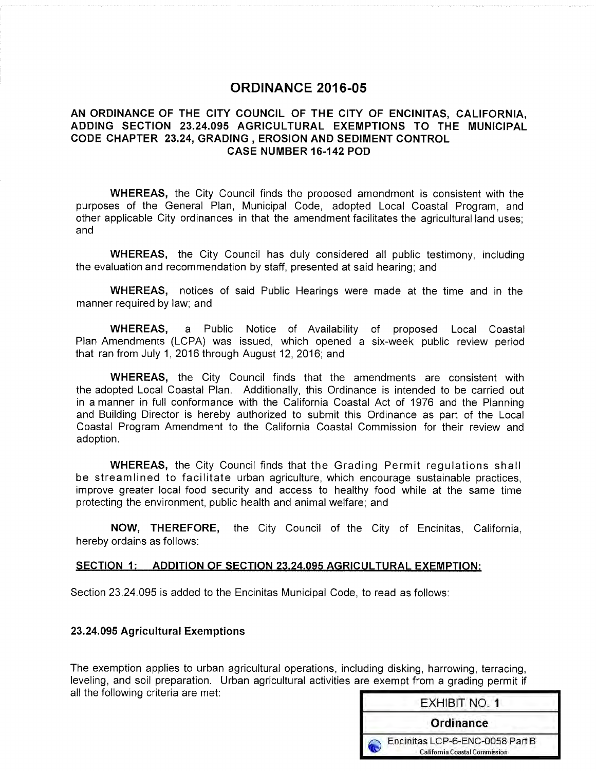# ORDINANCE 2016-05

## AN ORDINANCE OF THE CITY COUNCIL OF THE CITY OF ENCINITAS, CALIFORNIA, ADDING SECTION 23.24.095 AGRICULTURAL EXEMPTIONS TO THE MUNICIPAL CODE CHAPTER 23.24, GRADING , EROSION AND SEDIMENT CONTROL CASE NUMBER 16-142 POD

**WHEREAS,** the City Council finds the proposed amendment is consistent with the purposes of the General Plan, Municipal Code, adopted Local Coastal Program, and other applicable City ordinances in that the amendment facilitates the agricultural land uses; and

**WHEREAS,** the City Council has duly considered all public testimony, including the evaluation and recommendation by staff, presented at said hearing; and

**WHEREAS,** notices of said Public Hearings were made at the time and in the manner required by law; and

**WHEREAS,** a Public Notice of Availability of proposed Local Coastal Plan Amendments (LCPA) was issued, which opened a six-week public review period that ran from July 1, 2016 through August 12, 2016; and

**WHEREAS,** the City Council finds that the amendments are consistent with the adopted Local Coastal Plan. Additionally, this Ordinance is intended to be carried out in a manner in full conformance with the California Coastal Act of 1976 and the Planning and Building Director is hereby authorized to submit this Ordinance as part of the Local Coastal Program Amendment to the California Coastal Commission for their review and adoption.

**WHEREAS,** the City Council finds that the Grading Permit regulations shall be streamlined to facilitate urban agriculture, which encourage sustainable practices, improve greater local food security and access to healthy food while at the same time protecting the environment, public health and animal welfare; and

**NOW, THEREFORE,** the City Council of the City of Encinitas, California, hereby ordains as follows:

**SECTION 1: ADDITION OF SECTION 23.24.095 AGRICULTURAL EXEMPTION:**

Section 23.24.095 is added to the Encinitas Municipal Code, to read as follows:

**23.24.095 Agricultural Exemptions**

The exemption applies to urban agricultural operations, including disking, harrowing, terracing, leveling, and soil preparation. Urban agricultural activities are exempt from a grading permit if all the following criteria are met:

EXHIBIT NO. 1
Ordinance
Encinitas LCP-6-ENC-0058 Part B
California Coastal Commission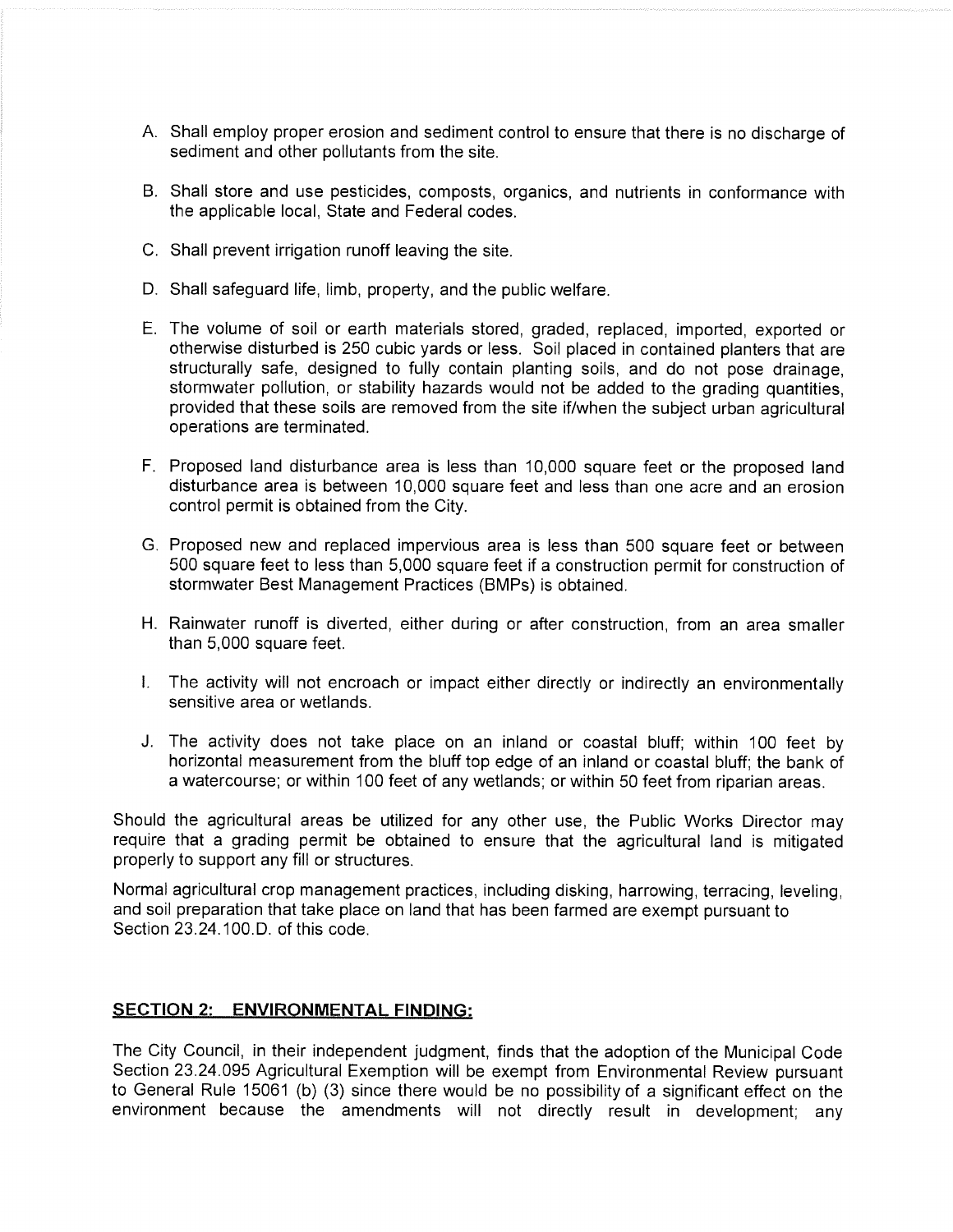A. Shall employ proper erosion and sediment control to ensure that there is no discharge of sediment and other pollutants from the site.

B. Shall store and use pesticides, composts, organics, and nutrients in conformance with the applicable local, State and Federal codes.

C. Shall prevent irrigation runoff leaving the site.

D. Shall safeguard life, limb, property, and the public welfare.

E. The volume of soil or earth materials stored, graded, replaced, imported, exported or otherwise disturbed is 250 cubic yards or less. Soil placed in contained planters that are structurally safe, designed to fully contain planting soils, and do not pose drainage, stormwater pollution, or stability hazards would not be added to the grading quantities, provided that these soils are removed from the site if/when the subject urban agricultural operations are terminated.

F. Proposed land disturbance area is less than 10,000 square feet or the proposed land disturbance area is between 10,000 square feet and less than one acre and an erosion control permit is obtained from the City.

G. Proposed new and replaced impervious area is less than 500 square feet or between 500 square feet to less than 5,000 square feet if a construction permit for construction of stormwater Best Management Practices (BMPs) is obtained.

H. Rainwater runoff is diverted, either during or after construction, from an area smaller than 5,000 square feet.

I. The activity will not encroach or impact either directly or indirectly an environmentally sensitive area or wetlands.

J. The activity does not take place on an inland or coastal bluff; within 100 feet by horizontal measurement from the bluff top edge of an inland or coastal bluff; the bank of a watercourse; or within 100 feet of any wetlands; or within 50 feet from riparian areas.

Should the agricultural areas be utilized for any other use, the Public Works Director may require that a grading permit be obtained to ensure that the agricultural land is mitigated properly to support any fill or structures.

Normal agricultural crop management practices, including disking, harrowing, terracing, leveling, and soil preparation that take place on land that has been farmed are exempt pursuant to Section 23.24.100.D. of this code.

## SECTION 2: ENVIRONMENTAL FINDING:

The City Council, in their independent judgment, finds that the adoption of the Municipal Code Section 23.24.095 Agricultural Exemption will be exempt from Environmental Review pursuant to General Rule 15061 (b) (3) since there would be no possibility of a significant effect on the environment because the amendments will not directly result in development; any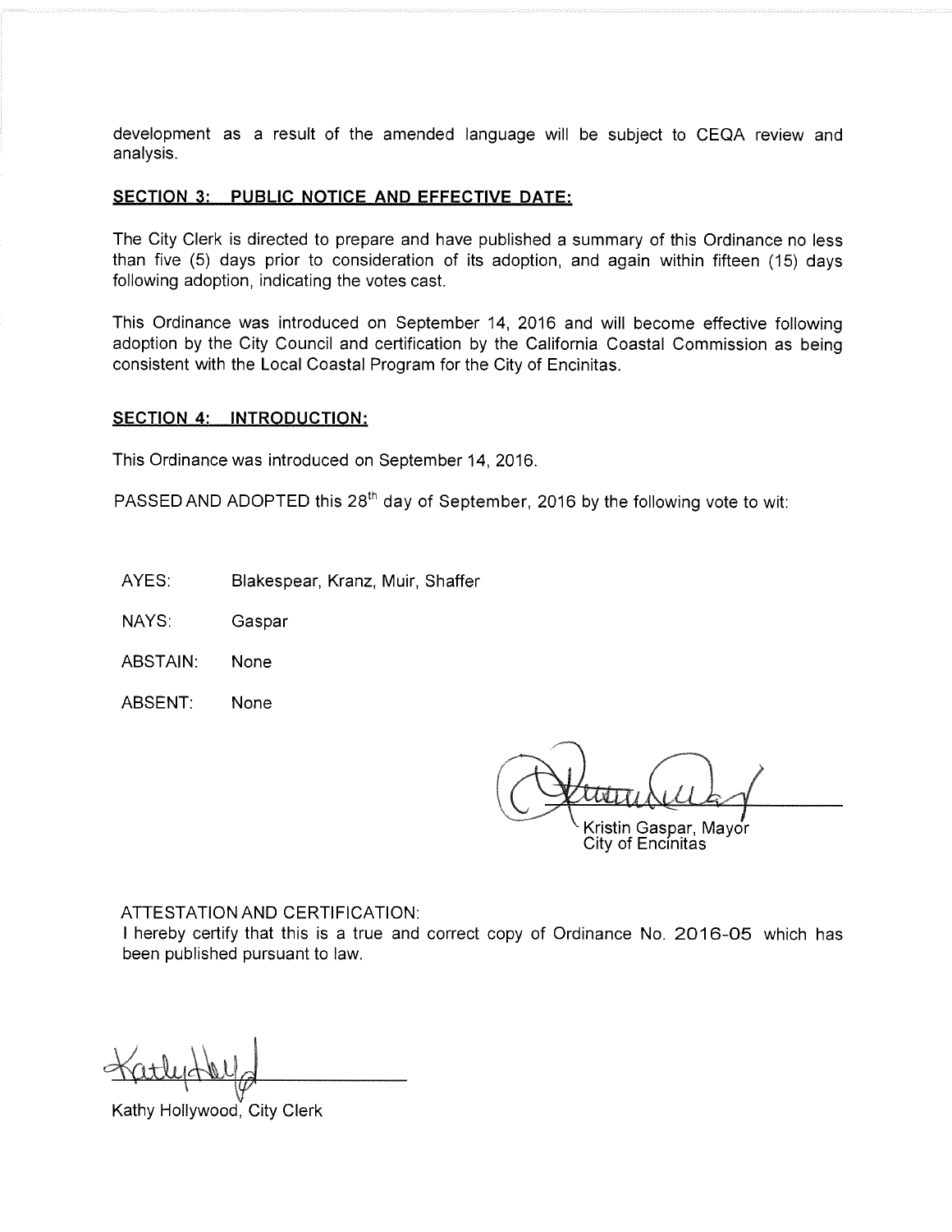development as a result of the amended language will be subject to CEQA review and analysis.

**SECTION 3: PUBLIC NOTICE AND EFFECTIVE DATE:**

The City Clerk is directed to prepare and have published a summary of this Ordinance no less than five (5) days prior to consideration of its adoption, and again within fifteen (15) days following adoption, indicating the votes cast.

This Ordinance was introduced on September 14, 2016 and will become effective following adoption by the City Council and certification by the California Coastal Commission as being consistent with the Local Coastal Program for the City of Encinitas.

**SECTION 4: INTRODUCTION:**

This Ordinance was introduced on September 14, 2016.

PASSED AND ADOPTED this 28th day of September, 2016 by the following vote to wit:

AYES: Blakespear, Kranz, Muir, Shaffer

NAYS: Gaspar

ABSTAIN: None

ABSENT: None

Kristin Gaspar, Mayor
City of Encinitas

ATTESTATION AND CERTIFICATION:
I hereby certify that this is a true and correct copy of Ordinance No. 2016-05 which has been published pursuant to law.

Kathy Hollywood, City Clerk